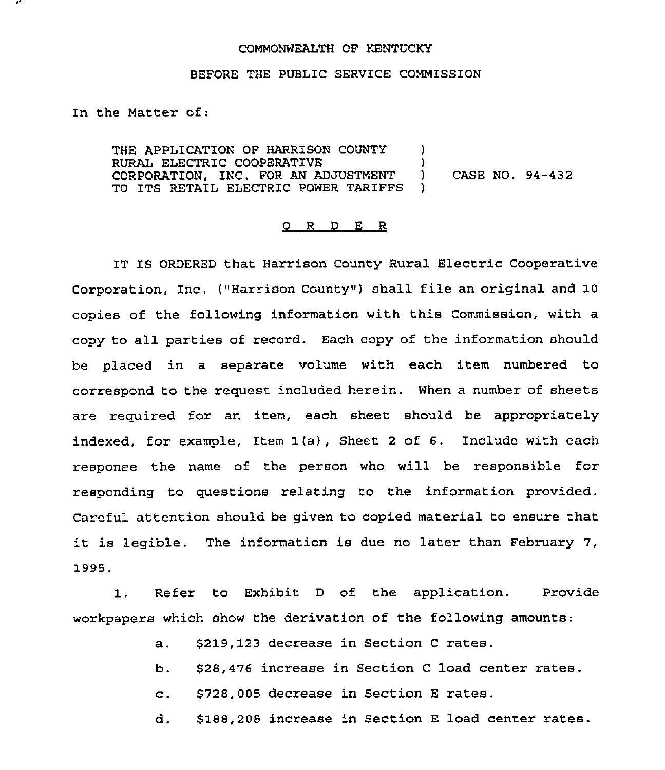COMMONWEALTH OF KENTUCKY

BEFORE THE PUBLIC SERVICE COMMISSION

In the Matter of:

THE APPLICATION OF HARRISON COUNTY RURAL ELECTRIC COOPERATIVE CORPORATION, INC. FOR AN ADJUSTMENT TO ITS RETAIL ELECTRIC POWER TARIFFS ) CASE NO. 94-432

## O R D E R

IT IS ORDERED that Harrison County Rural Electric Cooperative Corporation, Inc. ("Harrison County") shall file an original and 10 copies of the following information with this Commission, with a copy to all parties of record. Each copy of the information should be placed in a separate volume with each item numbered to correspond to the request included herein. When a number of sheets are required for an item, each sheet should be appropriately indexed, for example, Item 1(a), Sheet 2 of 6. Include with each response the name of the person who will be responsible for responding to questions relating to the information provided. Careful attention should be given to copied material to ensure that it is legible. The information is due no later than February 7, 1995.

1. Refer to Exhibit D of the application. Provide workpapers which show the derivation of the following amounts:

   a. $219,123 decrease in Section C rates.

   b. $28,476 increase in Section C load center rates.

   c. $728,005 decrease in Section E rates.

   d. $188,208 increase in Section E load center rates.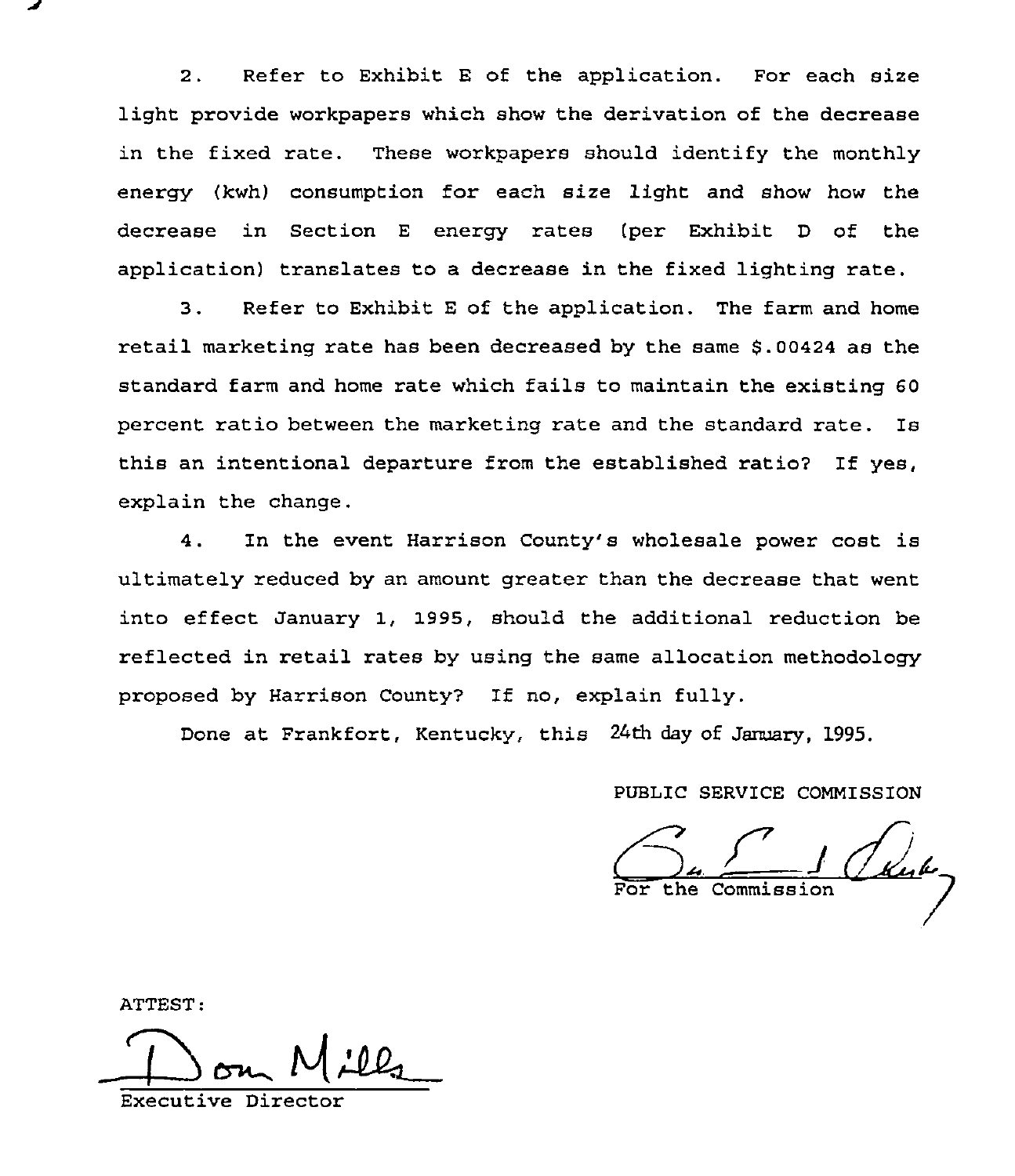2. Refer to Exhibit E of the application. For each size light provide workpapers which show the derivation of the decrease in the fixed rate. These workpapers should identify the monthly energy (kwh) consumption for each size light and show how the decrease in Section E energy rates (per Exhibit D of the application) translates to a decrease in the fixed lighting rate.

3. Refer to Exhibit E of the application. The farm and home retail marketing rate has been decreased by the same $.00424 as the standard farm and home rate which fails to maintain the existing 60 percent ratio between the marketing rate and the standard rate. Is this an intentional departure from the established ratio? If yes, explain the change.

4. In the event Harrison County's wholesale power cost is ultimately reduced by an amount greater than the decrease that went into effect January 1, 1995, should the additional reduction be reflected in retail rates by using the same allocation methodology proposed by Harrison County? If no, explain fully.

Done at Frankfort, Kentucky, this 24th day of January, 1995.

PUBLIC SERVICE COMMISSION

For the Commission

ATTEST:

Executive Director